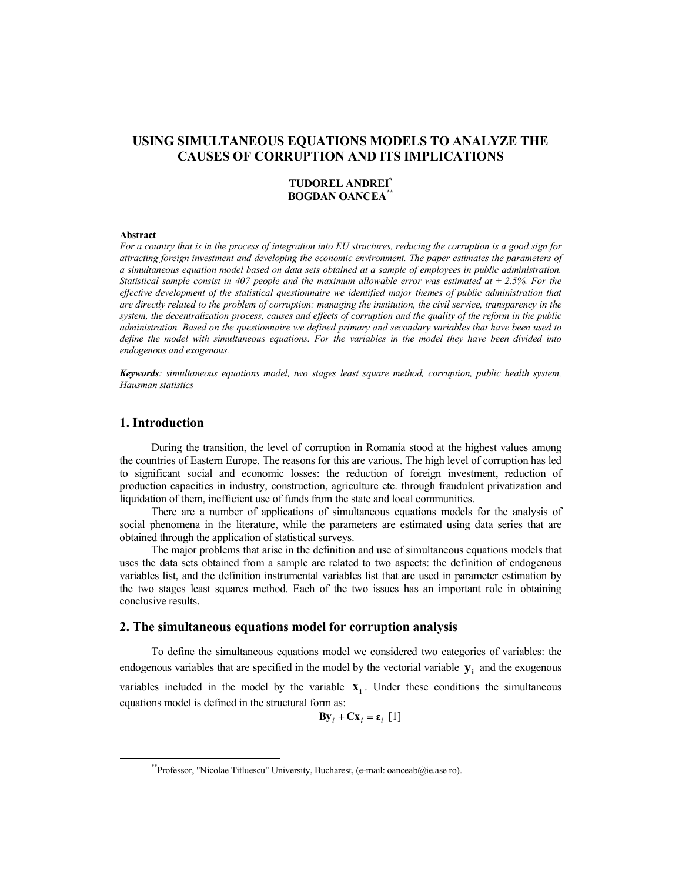# USING SIMULTANEOUS EQUATIONS MODELS TO ANALYZE THE CAUSES OF CORRUPTION AND ITS IMPLICATIONS

**TUDOREL ANDREI**[*]
**BOGDAN OANCEA**[**]

**Abstract**

*For a country that is in the process of integration into EU structures, reducing the corruption is a good sign for attracting foreign investment and developing the economic environment. The paper estimates the parameters of a simultaneous equation model based on data sets obtained at a sample of employees in public administration. Statistical sample consist in 407 people and the maximum allowable error was estimated at ± 2.5%. For the effective development of the statistical questionnaire we identified major themes of public administration that are directly related to the problem of corruption: managing the institution, the civil service, transparency in the system, the decentralization process, causes and effects of corruption and the quality of the reform in the public administration. Based on the questionnaire we defined primary and secondary variables that have been used to define the model with simultaneous equations. For the variables in the model they have been divided into endogenous and exogenous.*

***Keywords****: simultaneous equations model, two stages least square method, corruption, public health system, Hausman statistics*

## 1. Introduction

During the transition, the level of corruption in Romania stood at the highest values among the countries of Eastern Europe. The reasons for this are various. The high level of corruption has led to significant social and economic losses: the reduction of foreign investment, reduction of production capacities in industry, construction, agriculture etc. through fraudulent privatization and liquidation of them, inefficient use of funds from the state and local communities.

There are a number of applications of simultaneous equations models for the analysis of social phenomena in the literature, while the parameters are estimated using data series that are obtained through the application of statistical surveys.

The major problems that arise in the definition and use of simultaneous equations models that uses the data sets obtained from a sample are related to two aspects: the definition of endogenous variables list, and the definition instrumental variables list that are used in parameter estimation by the two stages least squares method. Each of the two issues has an important role in obtaining conclusive results.

## 2. The simultaneous equations model for corruption analysis

To define the simultaneous equations model we considered two categories of variables: the endogenous variables that are specified in the model by the vectorial variable $\mathbf{y_i}$ and the exogenous variables included in the model by the variable $\mathbf{x_i}$. Under these conditions the simultaneous equations model is defined in the structural form as:

$$\mathbf{B}\mathbf{y}_i + \mathbf{C}\mathbf{x}_i = \boldsymbol{\varepsilon}_i \quad [1]$$

[**] Professor, "Nicolae Titluescu" University, Bucharest, (e-mail: oanceab@ie.ase ro).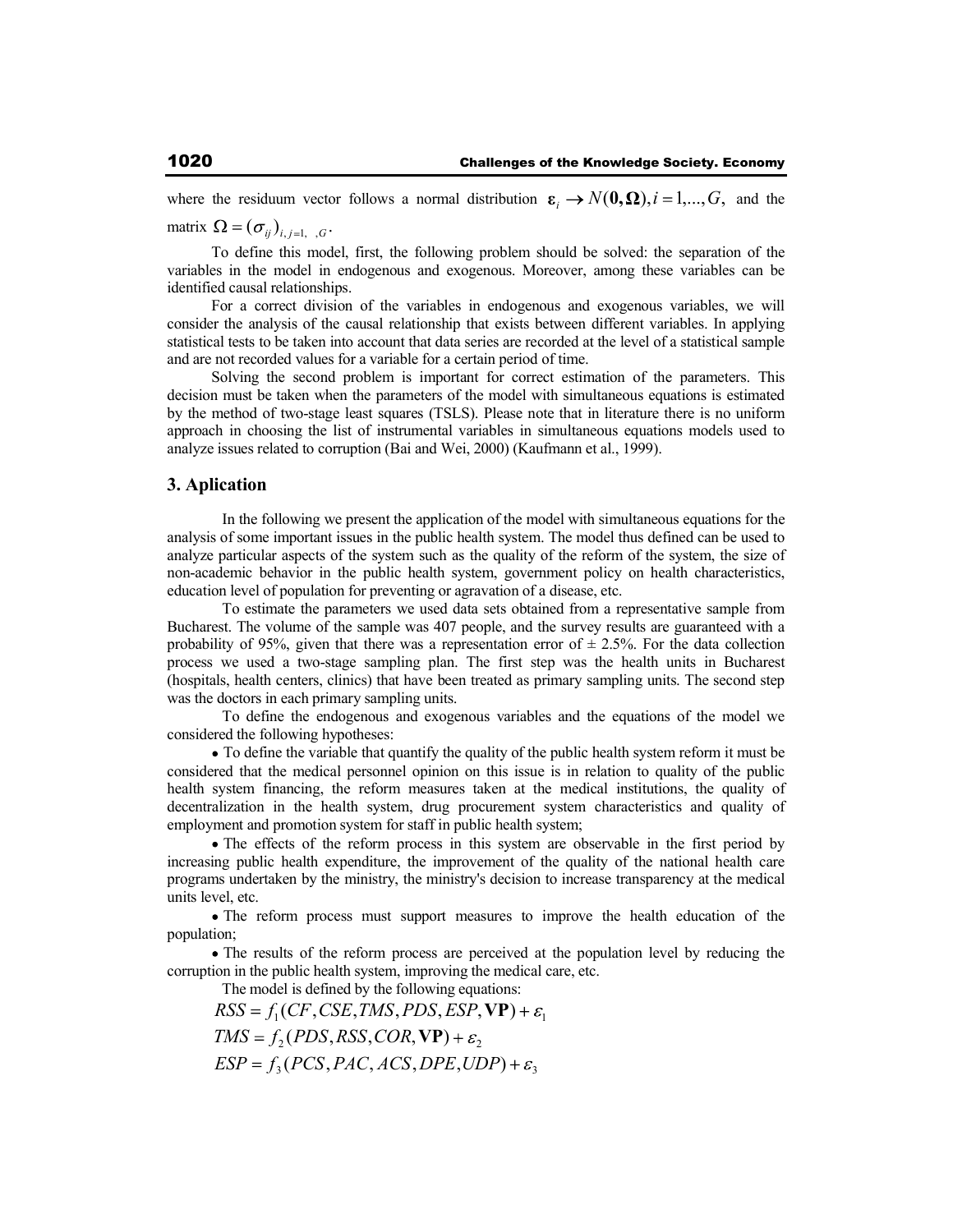where the residuum vector follows a normal distribution $\boldsymbol{\varepsilon}_i \rightarrow N(\mathbf{0}, \mathbf{\Omega}), i = 1,...,G,$ and the matrix $\Omega = (\sigma_{ij})_{i,j=1,\ \ ,G}$.

To define this model, first, the following problem should be solved: the separation of the variables in the model in endogenous and exogenous. Moreover, among these variables can be identified causal relationships.

For a correct division of the variables in endogenous and exogenous variables, we will consider the analysis of the causal relationship that exists between different variables. In applying statistical tests to be taken into account that data series are recorded at the level of a statistical sample and are not recorded values for a variable for a certain period of time.

Solving the second problem is important for correct estimation of the parameters. This decision must be taken when the parameters of the model with simultaneous equations is estimated by the method of two-stage least squares (TSLS). Please note that in literature there is no uniform approach in choosing the list of instrumental variables in simultaneous equations models used to analyze issues related to corruption (Bai and Wei, 2000) (Kaufmann et al., 1999).

## 3. Aplication

In the following we present the application of the model with simultaneous equations for the analysis of some important issues in the public health system. The model thus defined can be used to analyze particular aspects of the system such as the quality of the reform of the system, the size of non-academic behavior in the public health system, government policy on health characteristics, education level of population for preventing or agravation of a disease, etc.

To estimate the parameters we used data sets obtained from a representative sample from Bucharest. The volume of the sample was 407 people, and the survey results are guaranteed with a probability of 95%, given that there was a representation error of ± 2.5%. For the data collection process we used a two-stage sampling plan. The first step was the health units in Bucharest (hospitals, health centers, clinics) that have been treated as primary sampling units. The second step was the doctors in each primary sampling units.

To define the endogenous and exogenous variables and the equations of the model we considered the following hypotheses:

- To define the variable that quantify the quality of the public health system reform it must be considered that the medical personnel opinion on this issue is in relation to quality of the public health system financing, the reform measures taken at the medical institutions, the quality of decentralization in the health system, drug procurement system characteristics and quality of employment and promotion system for staff in public health system;
- The effects of the reform process in this system are observable in the first period by increasing public health expenditure, the improvement of the quality of the national health care programs undertaken by the ministry, the ministry's decision to increase transparency at the medical units level, etc.
- The reform process must support measures to improve the health education of the population;
- The results of the reform process are perceived at the population level by reducing the corruption in the public health system, improving the medical care, etc.

The model is defined by the following equations:

$$RSS = f_1(CF, CSE, TMS, PDS, ESP, \mathbf{VP}) + \varepsilon_1$$

$$TMS = f_2(PDS, RSS, COR, \mathbf{VP}) + \varepsilon_2$$

$$ESP = f_3(PCS, PAC, ACS, DPE, UDP) + \varepsilon_3$$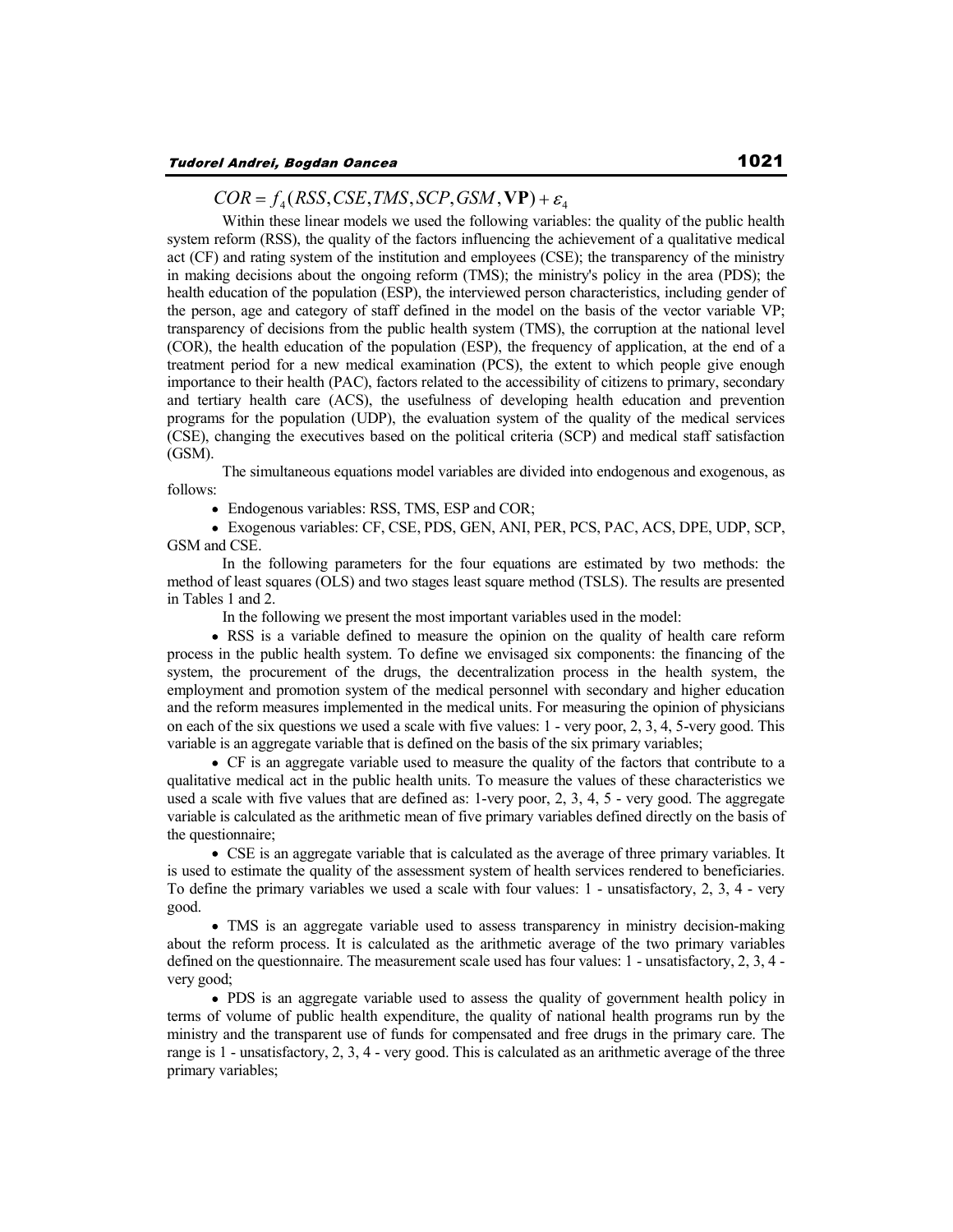$$COR = f_4(RSS, CSE, TMS, SCP, GSM, \mathbf{VP}) + \varepsilon_4$$

Within these linear models we used the following variables: the quality of the public health system reform (RSS), the quality of the factors influencing the achievement of a qualitative medical act (CF) and rating system of the institution and employees (CSE); the transparency of the ministry in making decisions about the ongoing reform (TMS); the ministry's policy in the area (PDS); the health education of the population (ESP), the interviewed person characteristics, including gender of the person, age and category of staff defined in the model on the basis of the vector variable VP; transparency of decisions from the public health system (TMS), the corruption at the national level (COR), the health education of the population (ESP), the frequency of application, at the end of a treatment period for a new medical examination (PCS), the extent to which people give enough importance to their health (PAC), factors related to the accessibility of citizens to primary, secondary and tertiary health care (ACS), the usefulness of developing health education and prevention programs for the population (UDP), the evaluation system of the quality of the medical services (CSE), changing the executives based on the political criteria (SCP) and medical staff satisfaction (GSM).

The simultaneous equations model variables are divided into endogenous and exogenous, as follows:

- Endogenous variables: RSS, TMS, ESP and COR;
- Exogenous variables: CF, CSE, PDS, GEN, ANI, PER, PCS, PAC, ACS, DPE, UDP, SCP, GSM and CSE.

In the following parameters for the four equations are estimated by two methods: the method of least squares (OLS) and two stages least square method (TSLS). The results are presented in Tables 1 and 2.

In the following we present the most important variables used in the model:

- RSS is a variable defined to measure the opinion on the quality of health care reform process in the public health system. To define we envisaged six components: the financing of the system, the procurement of the drugs, the decentralization process in the health system, the employment and promotion system of the medical personnel with secondary and higher education and the reform measures implemented in the medical units. For measuring the opinion of physicians on each of the six questions we used a scale with five values: 1 - very poor, 2, 3, 4, 5-very good. This variable is an aggregate variable that is defined on the basis of the six primary variables;
- CF is an aggregate variable used to measure the quality of the factors that contribute to a qualitative medical act in the public health units. To measure the values of these characteristics we used a scale with five values that are defined as: 1-very poor, 2, 3, 4, 5 - very good. The aggregate variable is calculated as the arithmetic mean of five primary variables defined directly on the basis of the questionnaire;
- CSE is an aggregate variable that is calculated as the average of three primary variables. It is used to estimate the quality of the assessment system of health services rendered to beneficiaries. To define the primary variables we used a scale with four values: 1 - unsatisfactory, 2, 3, 4 - very good.
- TMS is an aggregate variable used to assess transparency in ministry decision-making about the reform process. It is calculated as the arithmetic average of the two primary variables defined on the questionnaire. The measurement scale used has four values: 1 - unsatisfactory, 2, 3, 4 - very good;
- PDS is an aggregate variable used to assess the quality of government health policy in terms of volume of public health expenditure, the quality of national health programs run by the ministry and the transparent use of funds for compensated and free drugs in the primary care. The range is 1 - unsatisfactory, 2, 3, 4 - very good. This is calculated as an arithmetic average of the three primary variables;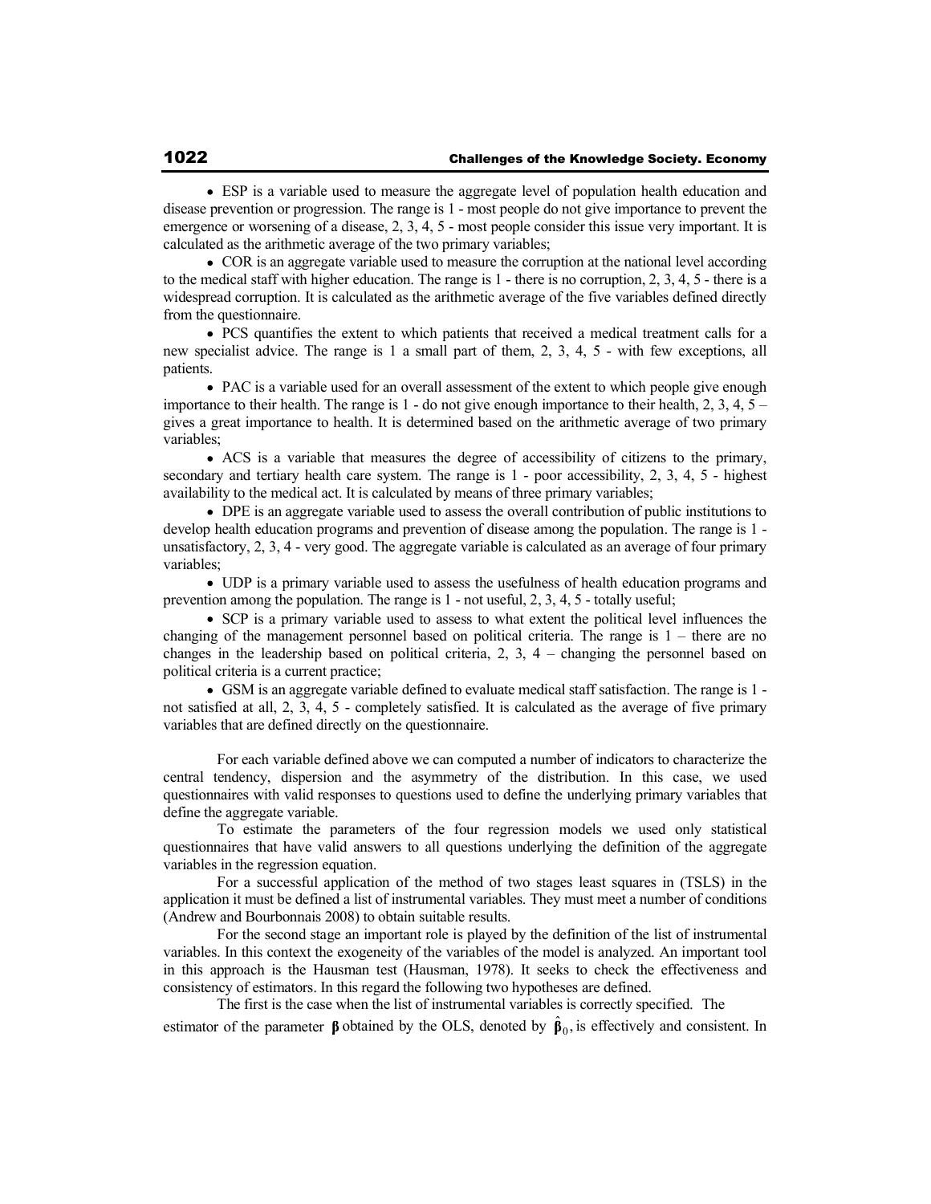- ESP is a variable used to measure the aggregate level of population health education and disease prevention or progression. The range is 1 - most people do not give importance to prevent the emergence or worsening of a disease, 2, 3, 4, 5 - most people consider this issue very important. It is calculated as the arithmetic average of the two primary variables;
- COR is an aggregate variable used to measure the corruption at the national level according to the medical staff with higher education. The range is 1 - there is no corruption, 2, 3, 4, 5 - there is a widespread corruption. It is calculated as the arithmetic average of the five variables defined directly from the questionnaire.
- PCS quantifies the extent to which patients that received a medical treatment calls for a new specialist advice. The range is 1 a small part of them, 2, 3, 4, 5 - with few exceptions, all patients.
- PAC is a variable used for an overall assessment of the extent to which people give enough importance to their health. The range is 1 - do not give enough importance to their health, 2, 3, 4, 5 – gives a great importance to health. It is determined based on the arithmetic average of two primary variables;
- ACS is a variable that measures the degree of accessibility of citizens to the primary, secondary and tertiary health care system. The range is 1 - poor accessibility, 2, 3, 4, 5 - highest availability to the medical act. It is calculated by means of three primary variables;
- DPE is an aggregate variable used to assess the overall contribution of public institutions to develop health education programs and prevention of disease among the population. The range is 1 - unsatisfactory, 2, 3, 4 - very good. The aggregate variable is calculated as an average of four primary variables;
- UDP is a primary variable used to assess the usefulness of health education programs and prevention among the population. The range is 1 - not useful, 2, 3, 4, 5 - totally useful;
- SCP is a primary variable used to assess to what extent the political level influences the changing of the management personnel based on political criteria. The range is 1 – there are no changes in the leadership based on political criteria, 2, 3, 4 – changing the personnel based on political criteria is a current practice;
- GSM is an aggregate variable defined to evaluate medical staff satisfaction. The range is 1 - not satisfied at all, 2, 3, 4, 5 - completely satisfied. It is calculated as the average of five primary variables that are defined directly on the questionnaire.

For each variable defined above we can computed a number of indicators to characterize the central tendency, dispersion and the asymmetry of the distribution. In this case, we used questionnaires with valid responses to questions used to define the underlying primary variables that define the aggregate variable.

To estimate the parameters of the four regression models we used only statistical questionnaires that have valid answers to all questions underlying the definition of the aggregate variables in the regression equation.

For a successful application of the method of two stages least squares in (TSLS) in the application it must be defined a list of instrumental variables. They must meet a number of conditions (Andrew and Bourbonnais 2008) to obtain suitable results.

For the second stage an important role is played by the definition of the list of instrumental variables. In this context the exogeneity of the variables of the model is analyzed. An important tool in this approach is the Hausman test (Hausman, 1978). It seeks to check the effectiveness and consistency of estimators. In this regard the following two hypotheses are defined.

The first is the case when the list of instrumental variables is correctly specified. The estimator of the parameter $\boldsymbol{\beta}$ obtained by the OLS, denoted by $\hat{\boldsymbol{\beta}}_0$, is effectively and consistent. In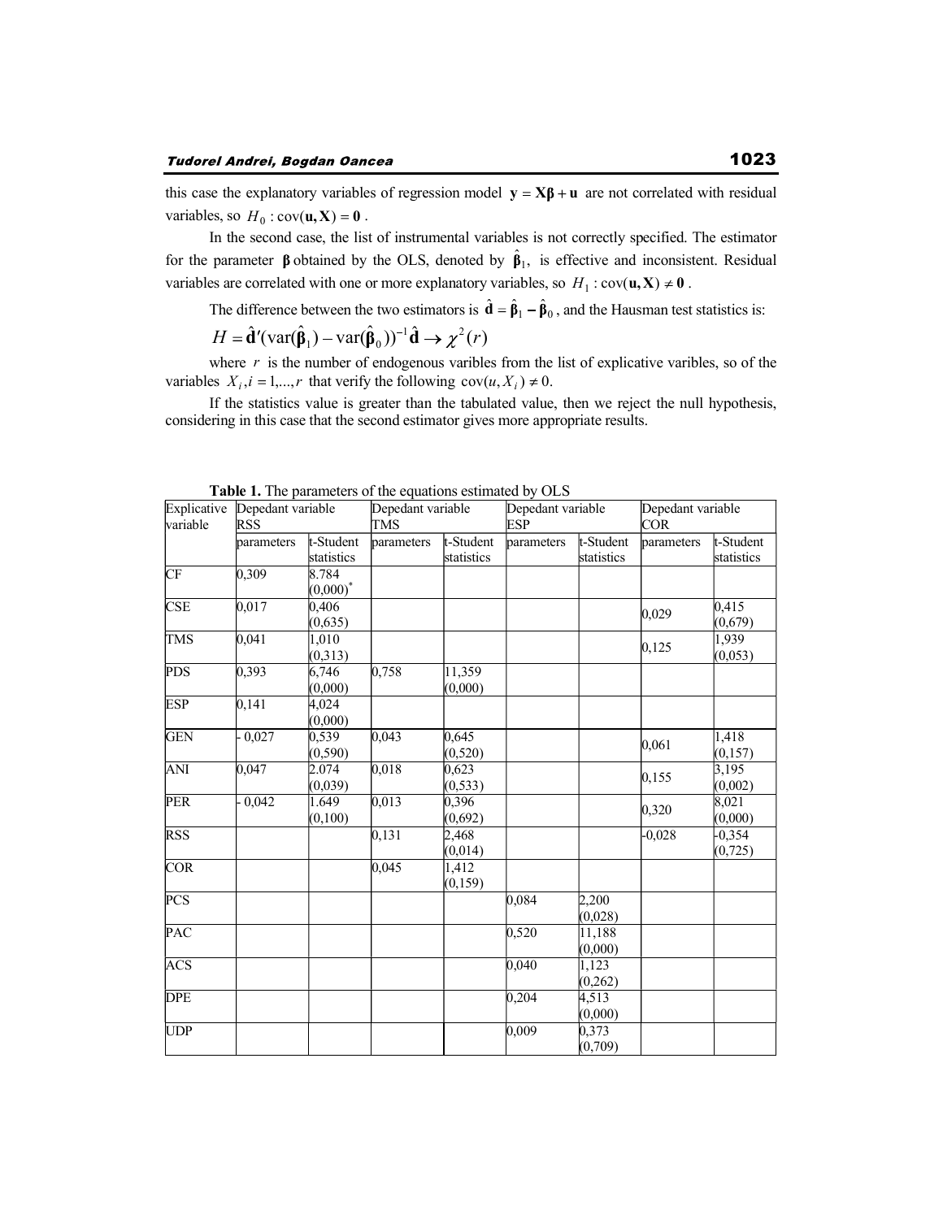this case the explanatory variables of regression model $\mathbf{y} = \mathbf{X}\boldsymbol{\beta} + \mathbf{u}$ are not correlated with residual variables, so $H_0 : \text{cov}(\mathbf{u}, \mathbf{X}) = \mathbf{0}$.

In the second case, the list of instrumental variables is not correctly specified. The estimator for the parameter $\boldsymbol{\beta}$ obtained by the OLS, denoted by $\hat{\boldsymbol{\beta}}_1$, is effective and inconsistent. Residual variables are correlated with one or more explanatory variables, so $H_1 : \text{cov}(\mathbf{u}, \mathbf{X}) \neq \mathbf{0}$.

The difference between the two estimators is $\hat{\mathbf{d}} = \hat{\boldsymbol{\beta}}_1 - \hat{\boldsymbol{\beta}}_0$, and the Hausman test statistics is:

$$H = \hat{\mathbf{d}}'(\text{var}(\hat{\boldsymbol{\beta}}_1) - \text{var}(\hat{\boldsymbol{\beta}}_0))^{-1}\hat{\mathbf{d}} \rightarrow \chi^2(r)$$

where $r$ is the number of endogenous varibles from the list of explicative varibles, so of the variables $X_i, i = 1,...,r$ that verify the following $\text{cov}(u, X_i) \neq 0$.

If the statistics value is greater than the tabulated value, then we reject the null hypothesis, considering in this case that the second estimator gives more appropriate results.

**Table 1.** The parameters of the equations estimated by OLS

| Explicative variable | Depedant variable RSS | | Depedant variable TMS | | Depedant variable ESP | | Depedant variable COR | |
|---|---|---|---|---|---|---|---|---|
| | parameters | t-Student statistics | parameters | t-Student statistics | parameters | t-Student statistics | parameters | t-Student statistics |
| CF | 0,309 | 8.784 (0,000)* | | | | | | |
| CSE | 0,017 | 0,406 (0,635) | | | | | 0,029 | 0,415 (0,679) |
| TMS | 0,041 | 1,010 (0,313) | | | | | 0,125 | 1,939 (0,053) |
| PDS | 0,393 | 6,746 (0,000) | 0,758 | 11,359 (0,000) | | | | |
| ESP | 0,141 | 4,024 (0,000) | | | | | | |
| GEN | - 0,027 | 0,539 (0,590) | 0,043 | 0,645 (0,520) | | | 0,061 | 1,418 (0,157) |
| ANI | 0,047 | 2.074 (0,039) | 0,018 | 0,623 (0,533) | | | 0,155 | 3,195 (0,002) |
| PER | - 0,042 | 1.649 (0,100) | 0,013 | 0,396 (0,692) | | | 0,320 | 8,021 (0,000) |
| RSS | | | 0,131 | 2,468 (0,014) | | | -0,028 | -0,354 (0,725) |
| COR | | | 0,045 | 1,412 (0,159) | | | | |
| PCS | | | | | 0,084 | 2,200 (0,028) | | |
| PAC | | | | | 0,520 | 11,188 (0,000) | | |
| ACS | | | | | 0,040 | 1,123 (0,262) | | |
| DPE | | | | | 0,204 | 4,513 (0,000) | | |
| UDP | | | | | 0,009 | 0,373 (0,709) | | |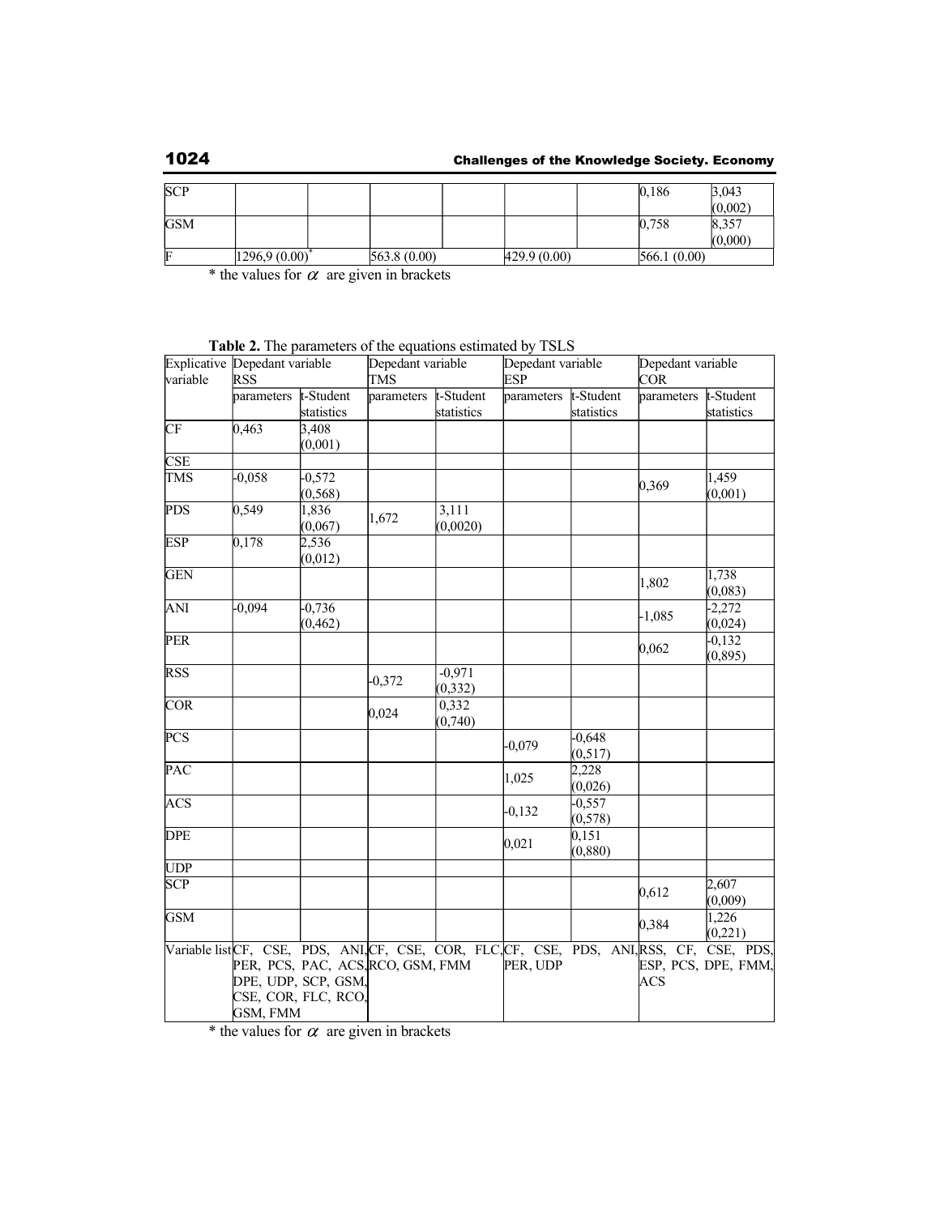| SCP | | | | | | | 0,186 | 3,043 (0,002) |
|---|---|---|---|---|---|---|---|---|
| GSM | | | | | | | 0,758 | 8,357 (0,000) |
| F | 1296,9 (0.00)* | | 563.8 (0.00) | | 429.9 (0.00) | | 566.1 (0.00) | |

\* the values for $\alpha$ are given in brackets

**Table 2.** The parameters of the equations estimated by TSLS

| Explicative variable | Depedant variable RSS | | Depedant variable TMS | | Depedant variable ESP | | Depedant variable COR | |
|---|---|---|---|---|---|---|---|---|
| | parameters | t-Student statistics | parameters | t-Student statistics | parameters | t-Student statistics | parameters | t-Student statistics |
| CF | 0,463 | 3,408 (0,001) | | | | | | |
| CSE | | | | | | | | |
| TMS | -0,058 | -0,572 (0,568) | | | | | 0,369 | 1,459 (0,001) |
| PDS | 0,549 | 1,836 (0,067) | 1,672 | 3,111 (0,0020) | | | | |
| ESP | 0,178 | 2,536 (0,012) | | | | | | |
| GEN | | | | | | | 1,802 | 1,738 (0,083) |
| ANI | -0,094 | -0,736 (0,462) | | | | | -1,085 | -2,272 (0,024) |
| PER | | | | | | | 0,062 | -0,132 (0,895) |
| RSS | | | -0,372 | -0,971 (0,332) | | | | |
| COR | | | 0,024 | 0,332 (0,740) | | | | |
| PCS | | | | | -0,079 | -0,648 (0,517) | | |
| PAC | | | | | 1,025 | 2,228 (0,026) | | |
| ACS | | | | | -0,132 | -0,557 (0,578) | | |
| DPE | | | | | 0,021 | 0,151 (0,880) | | |
| UDP | | | | | | | | |
| SCP | | | | | | | 0,612 | 2,607 (0,009) |
| GSM | | | | | | | 0,384 | 1,226 (0,221) |
| Variable list | CF, CSE, PDS, ANI, PER, PCS, PAC, ACS, DPE, UDP, SCP, GSM, CSE, COR, FLC, RCO, GSM, FMM | | CF, CSE, COR, FLC, RCO, GSM, FMM | | CF, CSE, PDS, ANI, PER, UDP | | RSS, CF, CSE, PDS, ESP, PCS, DPE, FMM, ACS | |

\* the values for $\alpha$ are given in brackets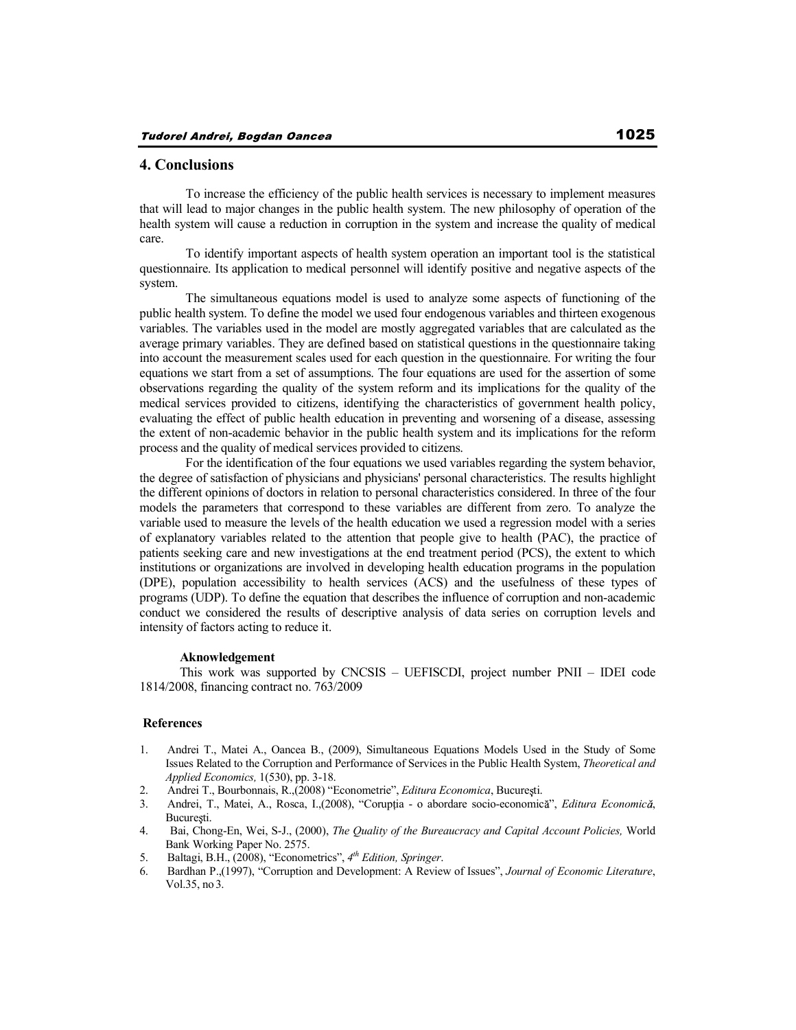## 4. Conclusions

To increase the efficiency of the public health services is necessary to implement measures that will lead to major changes in the public health system. The new philosophy of operation of the health system will cause a reduction in corruption in the system and increase the quality of medical care.

To identify important aspects of health system operation an important tool is the statistical questionnaire. Its application to medical personnel will identify positive and negative aspects of the system.

The simultaneous equations model is used to analyze some aspects of functioning of the public health system. To define the model we used four endogenous variables and thirteen exogenous variables. The variables used in the model are mostly aggregated variables that are calculated as the average primary variables. They are defined based on statistical questions in the questionnaire taking into account the measurement scales used for each question in the questionnaire. For writing the four equations we start from a set of assumptions. The four equations are used for the assertion of some observations regarding the quality of the system reform and its implications for the quality of the medical services provided to citizens, identifying the characteristics of government health policy, evaluating the effect of public health education in preventing and worsening of a disease, assessing the extent of non-academic behavior in the public health system and its implications for the reform process and the quality of medical services provided to citizens.

For the identification of the four equations we used variables regarding the system behavior, the degree of satisfaction of physicians and physicians' personal characteristics. The results highlight the different opinions of doctors in relation to personal characteristics considered. In three of the four models the parameters that correspond to these variables are different from zero. To analyze the variable used to measure the levels of the health education we used a regression model with a series of explanatory variables related to the attention that people give to health (PAC), the practice of patients seeking care and new investigations at the end treatment period (PCS), the extent to which institutions or organizations are involved in developing health education programs in the population (DPE), population accessibility to health services (ACS) and the usefulness of these types of programs (UDP). To define the equation that describes the influence of corruption and non-academic conduct we considered the results of descriptive analysis of data series on corruption levels and intensity of factors acting to reduce it.

**Aknowledgement**

This work was supported by CNCSIS – UEFISCDI, project number PNII – IDEI code 1814/2008, financing contract no. 763/2009

**References**

1. Andrei T., Matei A., Oancea B., (2009), Simultaneous Equations Models Used in the Study of Some Issues Related to the Corruption and Performance of Services in the Public Health System, *Theoretical and Applied Economics,* 1(530), pp. 3-18.
2. Andrei T., Bourbonnais, R.,(2008) "Econometrie", *Editura Economica*, Bucureşti.
3. Andrei, T., Matei, A., Rosca, I.,(2008), "Corupţia - o abordare socio-economică", *Editura Economică*, Bucureşti.
4. Bai, Chong-En, Wei, S-J., (2000), *The Quality of the Bureaucracy and Capital Account Policies,* World Bank Working Paper No. 2575.
5. Baltagi, B.H., (2008), "Econometrics", *4th Edition, Springer*.
6. Bardhan P.,(1997), "Corruption and Development: A Review of Issues", *Journal of Economic Literature*, Vol.35, no 3.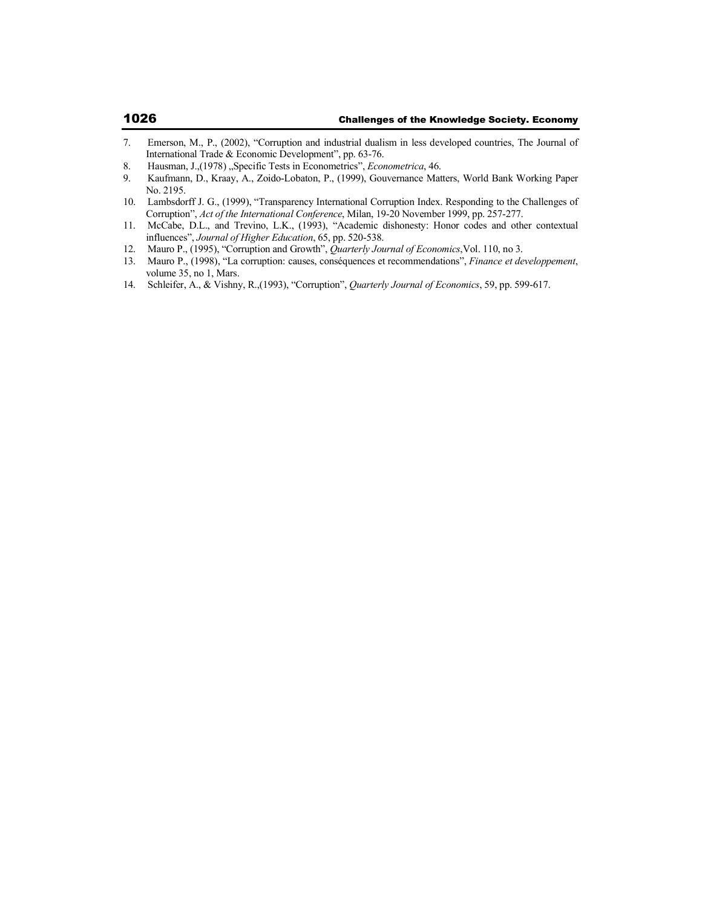7. Emerson, M., P., (2002), "Corruption and industrial dualism in less developed countries, The Journal of International Trade & Economic Development", pp. 63-76.
8. Hausman, J.,(1978) „Specific Tests in Econometrics", *Econometrica*, 46.
9. Kaufmann, D., Kraay, A., Zoido-Lobaton, P., (1999), Gouvernance Matters, World Bank Working Paper No. 2195.
10. Lambsdorff J. G., (1999), "Transparency International Corruption Index. Responding to the Challenges of Corruption", *Act of the International Conference*, Milan, 19-20 November 1999, pp. 257-277.
11. McCabe, D.L., and Trevino, L.K., (1993), "Academic dishonesty: Honor codes and other contextual influences", *Journal of Higher Education*, 65, pp. 520-538.
12. Mauro P., (1995), "Corruption and Growth", *Quarterly Journal of Economics*,Vol. 110, no 3.
13. Mauro P., (1998), "La corruption: causes, conséquences et recommendations", *Finance et developpement*, volume 35, no 1, Mars.
14. Schleifer, A., & Vishny, R.,(1993), "Corruption", *Quarterly Journal of Economics*, 59, pp. 599-617.